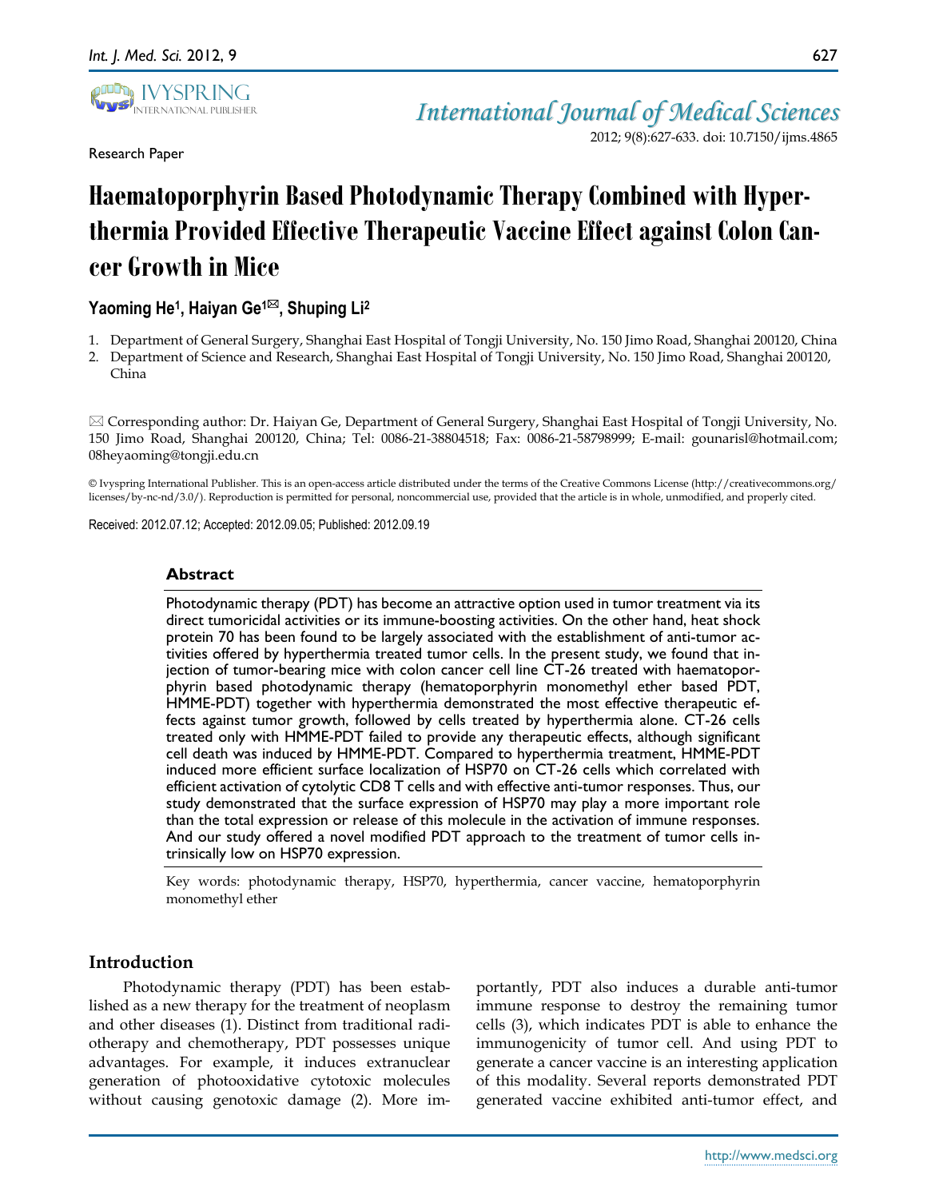Research Paper

# Haematoporphyrin Based Photodynamic Therapy Combined with Hyperthermia Provided Effective Therapeutic Vaccine Effect against Colon Cancer Growth in Mice

**Yaoming He[1], Haiyan Ge[1]✉, Shuping Li[2]**

1. Department of General Surgery, Shanghai East Hospital of Tongji University, No. 150 Jimo Road, Shanghai 200120, China
2. Department of Science and Research, Shanghai East Hospital of Tongji University, No. 150 Jimo Road, Shanghai 200120, China

✉ Corresponding author: Dr. Haiyan Ge, Department of General Surgery, Shanghai East Hospital of Tongji University, No. 150 Jimo Road, Shanghai 200120, China; Tel: 0086-21-38804518; Fax: 0086-21-58798999; E-mail: gounarisl@hotmail.com; 08heyaoming@tongji.edu.cn

© Ivyspring International Publisher. This is an open-access article distributed under the terms of the Creative Commons License (http://creativecommons.org/licenses/by-nc-nd/3.0/). Reproduction is permitted for personal, noncommercial use, provided that the article is in whole, unmodified, and properly cited.

Received: 2012.07.12; Accepted: 2012.09.05; Published: 2012.09.19

## Abstract

Photodynamic therapy (PDT) has become an attractive option used in tumor treatment via its direct tumoricidal activities or its immune-boosting activities. On the other hand, heat shock protein 70 has been found to be largely associated with the establishment of anti-tumor activities offered by hyperthermia treated tumor cells. In the present study, we found that injection of tumor-bearing mice with colon cancer cell line CT-26 treated with haematoporphyrin based photodynamic therapy (hematoporphyrin monomethyl ether based PDT, HMME-PDT) together with hyperthermia demonstrated the most effective therapeutic effects against tumor growth, followed by cells treated by hyperthermia alone. CT-26 cells treated only with HMME-PDT failed to provide any therapeutic effects, although significant cell death was induced by HMME-PDT. Compared to hyperthermia treatment, HMME-PDT induced more efficient surface localization of HSP70 on CT-26 cells which correlated with efficient activation of cytolytic CD8 T cells and with effective anti-tumor responses. Thus, our study demonstrated that the surface expression of HSP70 may play a more important role than the total expression or release of this molecule in the activation of immune responses. And our study offered a novel modified PDT approach to the treatment of tumor cells intrinsically low on HSP70 expression.

Key words: photodynamic therapy, HSP70, hyperthermia, cancer vaccine, hematoporphyrin monomethyl ether

## Introduction

Photodynamic therapy (PDT) has been established as a new therapy for the treatment of neoplasm and other diseases (1). Distinct from traditional radiotherapy and chemotherapy, PDT possesses unique advantages. For example, it induces extranuclear generation of photooxidative cytotoxic molecules without causing genotoxic damage (2). More importantly, PDT also induces a durable anti-tumor immune response to destroy the remaining tumor cells (3), which indicates PDT is able to enhance the immunogenicity of tumor cell. And using PDT to generate a cancer vaccine is an interesting application of this modality. Several reports demonstrated PDT generated vaccine exhibited anti-tumor effect, and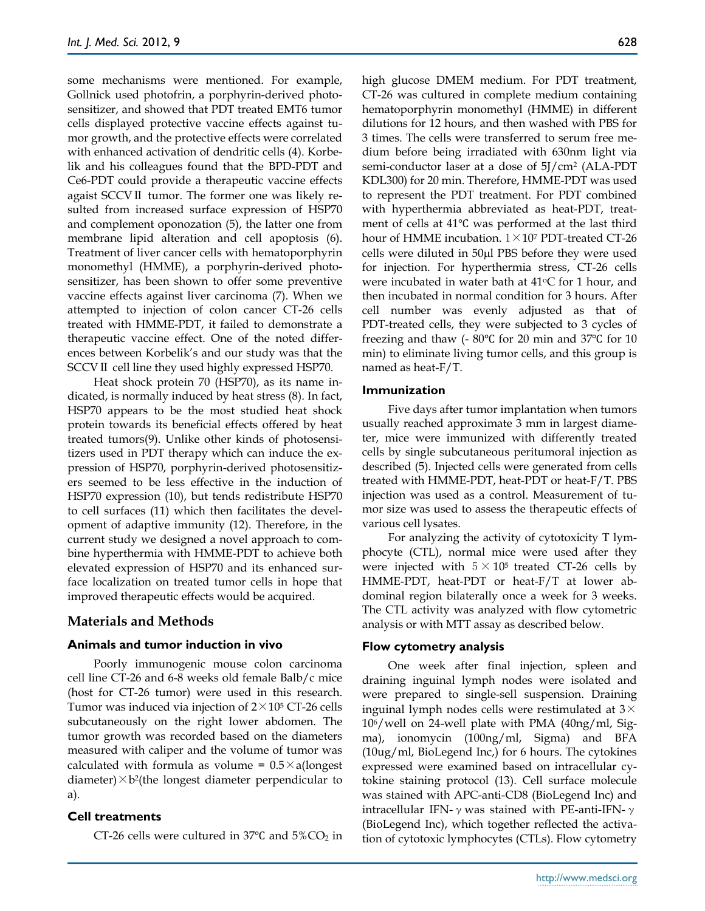some mechanisms were mentioned. For example, Gollnick used photofrin, a porphyrin-derived photosensitizer, and showed that PDT treated EMT6 tumor cells displayed protective vaccine effects against tumor growth, and the protective effects were correlated with enhanced activation of dendritic cells (4). Korbelik and his colleagues found that the BPD-PDT and Ce6-PDT could provide a therapeutic vaccine effects agaist SCCVⅡ tumor. The former one was likely resulted from increased surface expression of HSP70 and complement oponozation (5), the latter one from membrane lipid alteration and cell apoptosis (6). Treatment of liver cancer cells with hematoporphyrin monomethyl (HMME), a porphyrin-derived photosensitizer, has been shown to offer some preventive vaccine effects against liver carcinoma (7). When we attempted to injection of colon cancer CT-26 cells treated with HMME-PDT, it failed to demonstrate a therapeutic vaccine effect. One of the noted differences between Korbelik's and our study was that the SCCVⅡ cell line they used highly expressed HSP70.

Heat shock protein 70 (HSP70), as its name indicated, is normally induced by heat stress (8). In fact, HSP70 appears to be the most studied heat shock protein towards its beneficial effects offered by heat treated tumors(9). Unlike other kinds of photosensitizers used in PDT therapy which can induce the expression of HSP70, porphyrin-derived photosensitizers seemed to be less effective in the induction of HSP70 expression (10), but tends redistribute HSP70 to cell surfaces (11) which then facilitates the development of adaptive immunity (12). Therefore, in the current study we designed a novel approach to combine hyperthermia with HMME-PDT to achieve both elevated expression of HSP70 and its enhanced surface localization on treated tumor cells in hope that improved therapeutic effects would be acquired.

## Materials and Methods

### Animals and tumor induction in vivo

Poorly immunogenic mouse colon carcinoma cell line CT-26 and 6-8 weeks old female Balb/c mice (host for CT-26 tumor) were used in this research. Tumor was induced via injection of $2\times10^5$ CT-26 cells subcutaneously on the right lower abdomen. The tumor growth was recorded based on the diameters measured with caliper and the volume of tumor was calculated with formula as volume = $0.5\times a$(longest diameter)$\times b^2$(the longest diameter perpendicular to a).

### Cell treatments

CT-26 cells were cultured in 37℃ and 5%$CO_2$ in high glucose DMEM medium. For PDT treatment, CT-26 was cultured in complete medium containing hematoporphyrin monomethyl (HMME) in different dilutions for 12 hours, and then washed with PBS for 3 times. The cells were transferred to serum free medium before being irradiated with 630nm light via semi-conductor laser at a dose of 5J/cm$^2$ (ALA-PDT KDL300) for 20 min. Therefore, HMME-PDT was used to represent the PDT treatment. For PDT combined with hyperthermia abbreviated as heat-PDT, treatment of cells at 41℃ was performed at the last third hour of HMME incubation. $1\times10^7$ PDT-treated CT-26 cells were diluted in 50μl PBS before they were used for injection. For hyperthermia stress, CT-26 cells were incubated in water bath at 41°C for 1 hour, and then incubated in normal condition for 3 hours. After cell number was evenly adjusted as that of PDT-treated cells, they were subjected to 3 cycles of freezing and thaw (- 80℃ for 20 min and 37℃ for 10 min) to eliminate living tumor cells, and this group is named as heat-F/T.

### Immunization

Five days after tumor implantation when tumors usually reached approximate 3 mm in largest diameter, mice were immunized with differently treated cells by single subcutaneous peritumoral injection as described (5). Injected cells were generated from cells treated with HMME-PDT, heat-PDT or heat-F/T. PBS injection was used as a control. Measurement of tumor size was used to assess the therapeutic effects of various cell lysates.

For analyzing the activity of cytotoxicity T lymphocyte (CTL), normal mice were used after they were injected with $5\times10^5$ treated CT-26 cells by HMME-PDT, heat-PDT or heat-F/T at lower abdominal region bilaterally once a week for 3 weeks. The CTL activity was analyzed with flow cytometric analysis or with MTT assay as described below.

### Flow cytometry analysis

One week after final injection, spleen and draining inguinal lymph nodes were isolated and were prepared to single-sell suspension. Draining inguinal lymph nodes cells were restimulated at $3\times10^6$/well on 24-well plate with PMA (40ng/ml, Sigma), ionomycin (100ng/ml, Sigma) and BFA (10ug/ml, BioLegend Inc,) for 6 hours. The cytokines expressed were examined based on intracellular cytokine staining protocol (13). Cell surface molecule was stained with APC-anti-CD8 (BioLegend Inc) and intracellular IFN-$\gamma$ was stained with PE-anti-IFN-$\gamma$ (BioLegend Inc), which together reflected the activation of cytotoxic lymphocytes (CTLs). Flow cytometry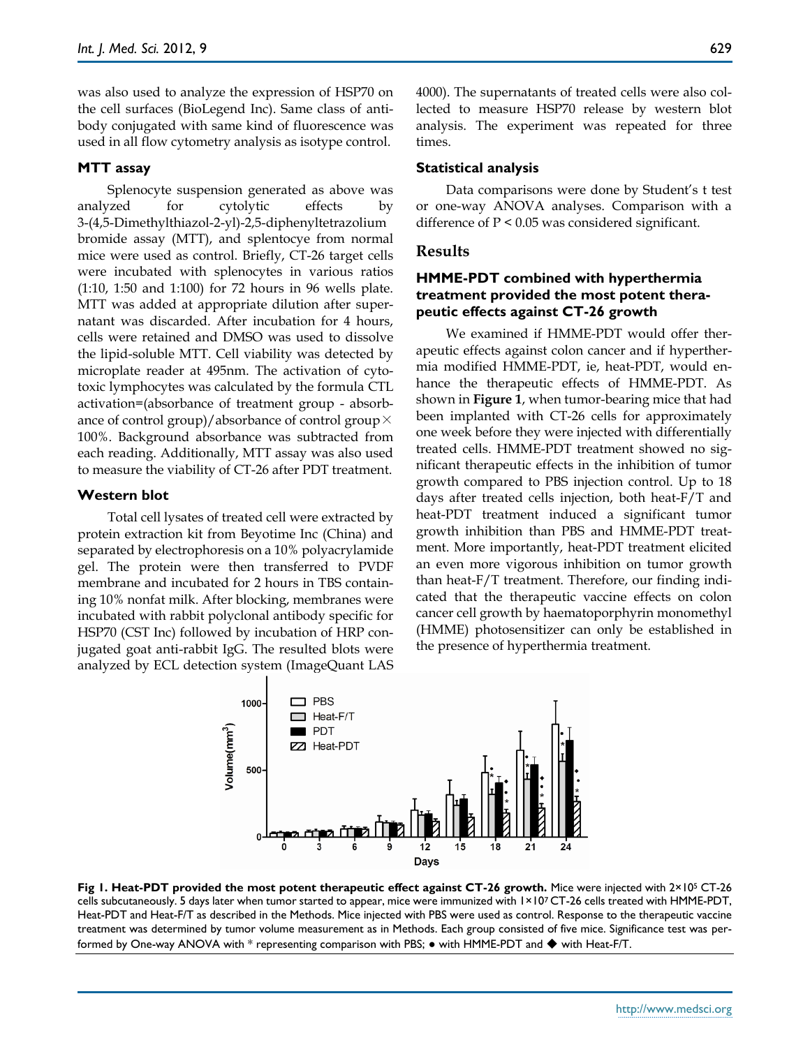was also used to analyze the expression of HSP70 on the cell surfaces (BioLegend Inc). Same class of antibody conjugated with same kind of fluorescence was used in all flow cytometry analysis as isotype control.

### MTT assay

Splenocyte suspension generated as above was analyzed for cytolytic effects by 3-(4,5-Dimethylthiazol-2-yl)-2,5-diphenyltetrazolium bromide assay (MTT), and splentocye from normal mice were used as control. Briefly, CT-26 target cells were incubated with splenocytes in various ratios (1:10, 1:50 and 1:100) for 72 hours in 96 wells plate. MTT was added at appropriate dilution after supernatant was discarded. After incubation for 4 hours, cells were retained and DMSO was used to dissolve the lipid-soluble MTT. Cell viability was detected by microplate reader at 495nm. The activation of cytotoxic lymphocytes was calculated by the formula CTL activation=(absorbance of treatment group - absorbance of control group)/absorbance of control group× 100%. Background absorbance was subtracted from each reading. Additionally, MTT assay was also used to measure the viability of CT-26 after PDT treatment.

### Western blot

Total cell lysates of treated cell were extracted by protein extraction kit from Beyotime Inc (China) and separated by electrophoresis on a 10% polyacrylamide gel. The protein were then transferred to PVDF membrane and incubated for 2 hours in TBS containing 10% nonfat milk. After blocking, membranes were incubated with rabbit polyclonal antibody specific for HSP70 (CST Inc) followed by incubation of HRP conjugated goat anti-rabbit IgG. The resulted blots were analyzed by ECL detection system (ImageQuant LAS 4000). The supernatants of treated cells were also collected to measure HSP70 release by western blot analysis. The experiment was repeated for three times.

### Statistical analysis

Data comparisons were done by Student's t test or one-way ANOVA analyses. Comparison with a difference of $P < 0.05$ was considered significant.

## Results

### HMME-PDT combined with hyperthermia treatment provided the most potent therapeutic effects against CT-26 growth

We examined if HMME-PDT would offer therapeutic effects against colon cancer and if hyperthermia modified HMME-PDT, ie, heat-PDT, would enhance the therapeutic effects of HMME-PDT. As shown in **Figure 1**, when tumor-bearing mice that had been implanted with CT-26 cells for approximately one week before they were injected with differentially treated cells. HMME-PDT treatment showed no significant therapeutic effects in the inhibition of tumor growth compared to PBS injection control. Up to 18 days after treated cells injection, both heat-F/T and heat-PDT treatment induced a significant tumor growth inhibition than PBS and HMME-PDT treatment. More importantly, heat-PDT treatment elicited an even more vigorous inhibition on tumor growth than heat-F/T treatment. Therefore, our finding indicated that the therapeutic vaccine effects on colon cancer cell growth by haematoporphyrin monomethyl (HMME) photosensitizer can only be established in the presence of hyperthermia treatment.

**Fig 1. Heat-PDT provided the most potent therapeutic effect against CT-26 growth.** Mice were injected with $2\times10^5$ CT-26 cells subcutaneously. 5 days later when tumor started to appear, mice were immunized with $1\times10^7$ CT-26 cells treated with HMME-PDT, Heat-PDT and Heat-F/T as described in the Methods. Mice injected with PBS were used as control. Response to the therapeutic vaccine treatment was determined by tumor volume measurement as in Methods. Each group consisted of five mice. Significance test was performed by One-way ANOVA with * representing comparison with PBS; ● with HMME-PDT and ◆ with Heat-F/T.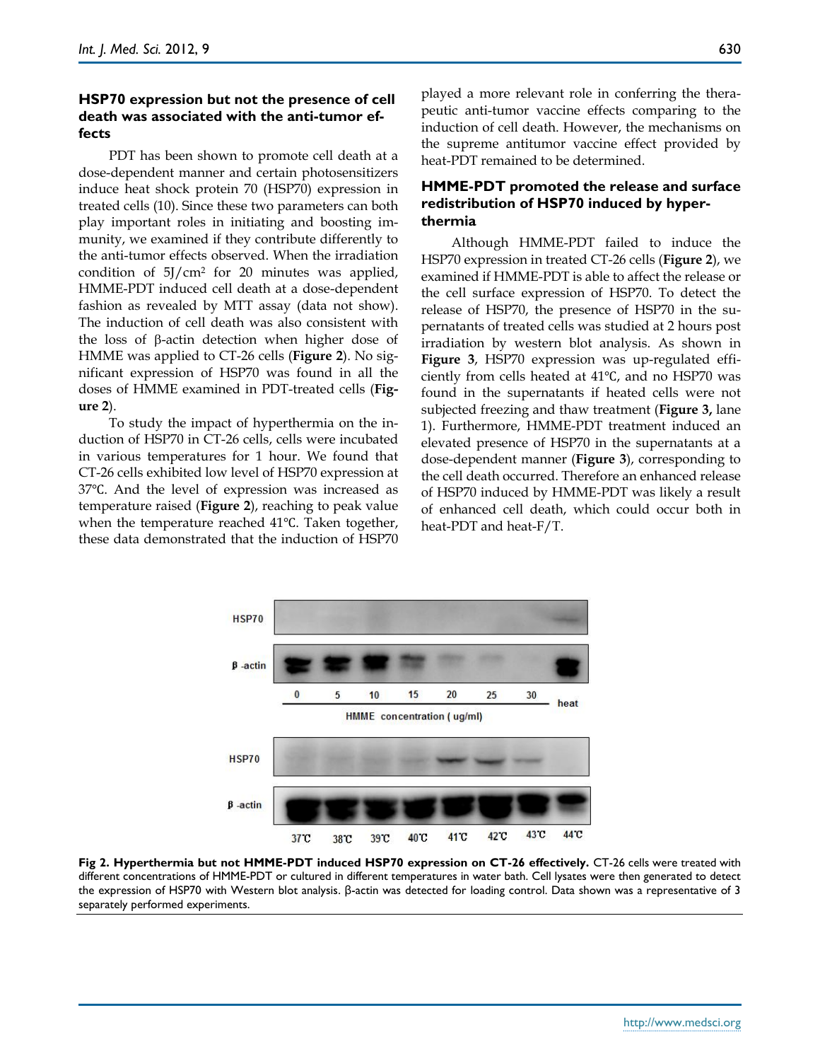### HSP70 expression but not the presence of cell death was associated with the anti-tumor effects

PDT has been shown to promote cell death at a dose-dependent manner and certain photosensitizers induce heat shock protein 70 (HSP70) expression in treated cells (10). Since these two parameters can both play important roles in initiating and boosting immunity, we examined if they contribute differently to the anti-tumor effects observed. When the irradiation condition of 5J/cm$^2$ for 20 minutes was applied, HMME-PDT induced cell death at a dose-dependent fashion as revealed by MTT assay (data not show). The induction of cell death was also consistent with the loss of β-actin detection when higher dose of HMME was applied to CT-26 cells (**Figure 2**). No significant expression of HSP70 was found in all the doses of HMME examined in PDT-treated cells (**Figure 2**).

To study the impact of hyperthermia on the induction of HSP70 in CT-26 cells, cells were incubated in various temperatures for 1 hour. We found that CT-26 cells exhibited low level of HSP70 expression at 37℃. And the level of expression was increased as temperature raised (**Figure 2**), reaching to peak value when the temperature reached 41℃. Taken together, these data demonstrated that the induction of HSP70 played a more relevant role in conferring the therapeutic anti-tumor vaccine effects comparing to the induction of cell death. However, the mechanisms on the supreme antitumor vaccine effect provided by heat-PDT remained to be determined.

### HMME-PDT promoted the release and surface redistribution of HSP70 induced by hyperthermia

Although HMME-PDT failed to induce the HSP70 expression in treated CT-26 cells (**Figure 2**), we examined if HMME-PDT is able to affect the release or the cell surface expression of HSP70. To detect the release of HSP70, the presence of HSP70 in the supernatants of treated cells was studied at 2 hours post irradiation by western blot analysis. As shown in **Figure 3**, HSP70 expression was up-regulated efficiently from cells heated at 41℃, and no HSP70 was found in the supernatants if heated cells were not subjected freezing and thaw treatment (**Figure 3,** lane 1). Furthermore, HMME-PDT treatment induced an elevated presence of HSP70 in the supernatants at a dose-dependent manner (**Figure 3**), corresponding to the cell death occurred. Therefore an enhanced release of HSP70 induced by HMME-PDT was likely a result of enhanced cell death, which could occur both in heat-PDT and heat-F/T.

**Fig 2. Hyperthermia but not HMME-PDT induced HSP70 expression on CT-26 effectively.** CT-26 cells were treated with different concentrations of HMME-PDT or cultured in different temperatures in water bath. Cell lysates were then generated to detect the expression of HSP70 with Western blot analysis. β-actin was detected for loading control. Data shown was a representative of 3 separately performed experiments.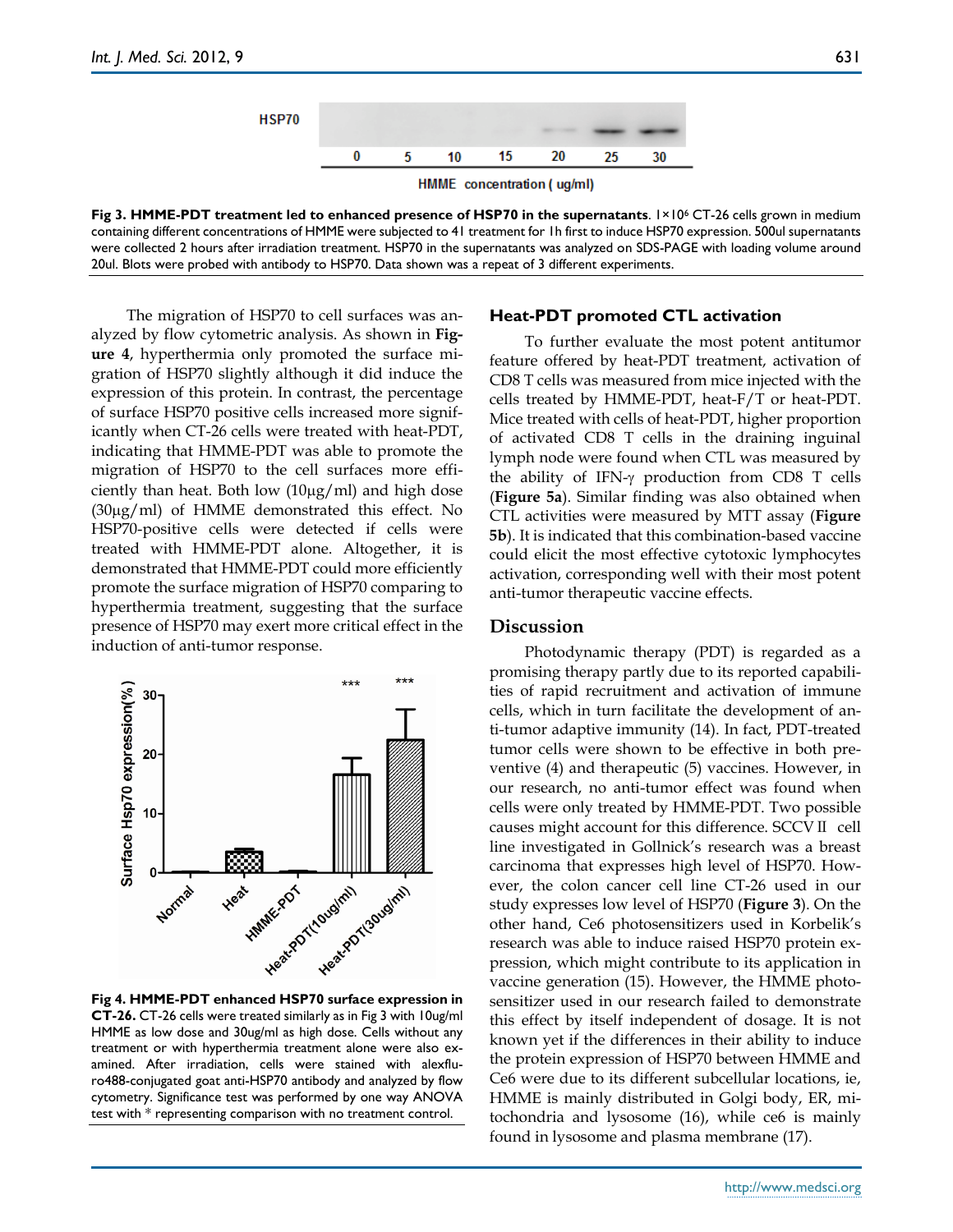**Fig 3. HMME-PDT treatment led to enhanced presence of HSP70 in the supernatants**. $1\times10^6$ CT-26 cells grown in medium containing different concentrations of HMME were subjected to 41 treatment for 1h first to induce HSP70 expression. 500ul supernatants were collected 2 hours after irradiation treatment. HSP70 in the supernatants was analyzed on SDS-PAGE with loading volume around 20ul. Blots were probed with antibody to HSP70. Data shown was a repeat of 3 different experiments.

The migration of HSP70 to cell surfaces was analyzed by flow cytometric analysis. As shown in **Figure 4**, hyperthermia only promoted the surface migration of HSP70 slightly although it did induce the expression of this protein. In contrast, the percentage of surface HSP70 positive cells increased more significantly when CT-26 cells were treated with heat-PDT, indicating that HMME-PDT was able to promote the migration of HSP70 to the cell surfaces more efficiently than heat. Both low (10μg/ml) and high dose (30μg/ml) of HMME demonstrated this effect. No HSP70-positive cells were detected if cells were treated with HMME-PDT alone. Altogether, it is demonstrated that HMME-PDT could more efficiently promote the surface migration of HSP70 comparing to hyperthermia treatment, suggesting that the surface presence of HSP70 may exert more critical effect in the induction of anti-tumor response.

**Fig 4. HMME-PDT enhanced HSP70 surface expression in CT-26.** CT-26 cells were treated similarly as in Fig 3 with 10ug/ml HMME as low dose and 30ug/ml as high dose. Cells without any treatment or with hyperthermia treatment alone were also examined. After irradiation, cells were stained with alexfluro488-conjugated goat anti-HSP70 antibody and analyzed by flow cytometry. Significance test was performed by one way ANOVA test with * representing comparison with no treatment control.

### Heat-PDT promoted CTL activation

To further evaluate the most potent antitumor feature offered by heat-PDT treatment, activation of CD8 T cells was measured from mice injected with the cells treated by HMME-PDT, heat-F/T or heat-PDT. Mice treated with cells of heat-PDT, higher proportion of activated CD8 T cells in the draining inguinal lymph node were found when CTL was measured by the ability of IFN-γ production from CD8 T cells (**Figure 5a**). Similar finding was also obtained when CTL activities were measured by MTT assay (**Figure 5b**). It is indicated that this combination-based vaccine could elicit the most effective cytotoxic lymphocytes activation, corresponding well with their most potent anti-tumor therapeutic vaccine effects.

## Discussion

Photodynamic therapy (PDT) is regarded as a promising therapy partly due to its reported capabilities of rapid recruitment and activation of immune cells, which in turn facilitate the development of anti-tumor adaptive immunity (14). In fact, PDT-treated tumor cells were shown to be effective in both preventive (4) and therapeutic (5) vaccines. However, in our research, no anti-tumor effect was found when cells were only treated by HMME-PDT. Two possible causes might account for this difference. SCCV II cell line investigated in Gollnick's research was a breast carcinoma that expresses high level of HSP70. However, the colon cancer cell line CT-26 used in our study expresses low level of HSP70 (**Figure 3**). On the other hand, Ce6 photosensitizers used in Korbelik's research was able to induce raised HSP70 protein expression, which might contribute to its application in vaccine generation (15). However, the HMME photosensitizer used in our research failed to demonstrate this effect by itself independent of dosage. It is not known yet if the differences in their ability to induce the protein expression of HSP70 between HMME and Ce6 were due to its different subcellular locations, ie, HMME is mainly distributed in Golgi body, ER, mitochondria and lysosome (16), while ce6 is mainly found in lysosome and plasma membrane (17).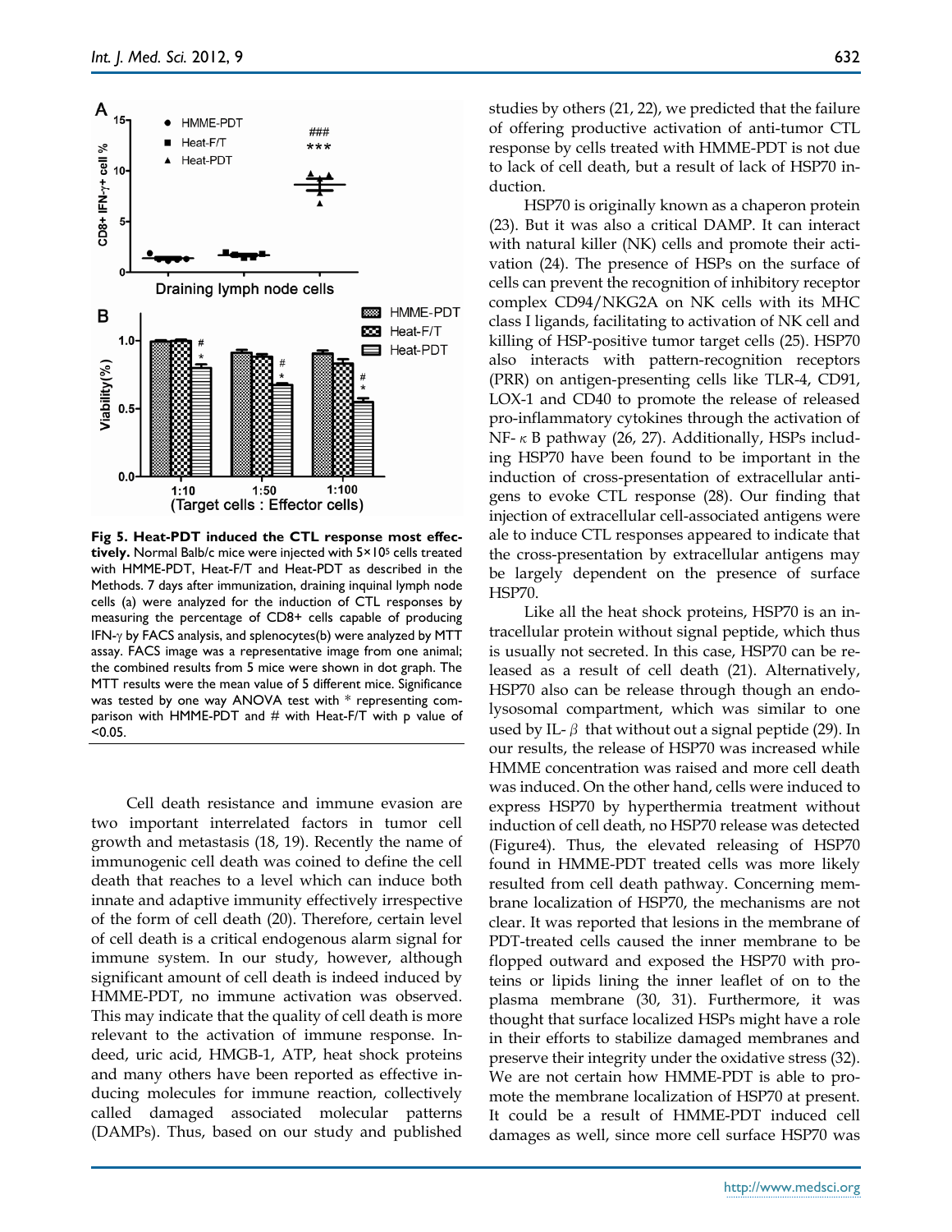**Fig 5. Heat-PDT induced the CTL response most effectively.** Normal Balb/c mice were injected with 5×10[5] cells treated with HMME-PDT, Heat-F/T and Heat-PDT as described in the Methods. 7 days after immunization, draining inquinal lymph node cells (a) were analyzed for the induction of CTL responses by measuring the percentage of CD8+ cells capable of producing IFN-γ by FACS analysis, and splenocytes(b) were analyzed by MTT assay. FACS image was a representative image from one animal; the combined results from 5 mice were shown in dot graph. The MTT results were the mean value of 5 different mice. Significance was tested by one way ANOVA test with * representing comparison with HMME-PDT and # with Heat-F/T with p value of <0.05.

Cell death resistance and immune evasion are two important interrelated factors in tumor cell growth and metastasis (18, 19). Recently the name of immunogenic cell death was coined to define the cell death that reaches to a level which can induce both innate and adaptive immunity effectively irrespective of the form of cell death (20). Therefore, certain level of cell death is a critical endogenous alarm signal for immune system. In our study, however, although significant amount of cell death is indeed induced by HMME-PDT, no immune activation was observed. This may indicate that the quality of cell death is more relevant to the activation of immune response. Indeed, uric acid, HMGB-1, ATP, heat shock proteins and many others have been reported as effective inducing molecules for immune reaction, collectively called damaged associated molecular patterns (DAMPs). Thus, based on our study and published studies by others (21, 22), we predicted that the failure of offering productive activation of anti-tumor CTL response by cells treated with HMME-PDT is not due to lack of cell death, but a result of lack of HSP70 induction.

HSP70 is originally known as a chaperon protein (23). But it was also a critical DAMP. It can interact with natural killer (NK) cells and promote their activation (24). The presence of HSPs on the surface of cells can prevent the recognition of inhibitory receptor complex CD94/NKG2A on NK cells with its MHC class I ligands, facilitating to activation of NK cell and killing of HSP-positive tumor target cells (25). HSP70 also interacts with pattern-recognition receptors (PRR) on antigen-presenting cells like TLR-4, CD91, LOX-1 and CD40 to promote the release of released pro-inflammatory cytokines through the activation of NF-κB pathway (26, 27). Additionally, HSPs including HSP70 have been found to be important in the induction of cross-presentation of extracellular antigens to evoke CTL response (28). Our finding that injection of extracellular cell-associated antigens were able to induce CTL responses appeared to indicate that the cross-presentation by extracellular antigens may be largely dependent on the presence of surface HSP70.

Like all the heat shock proteins, HSP70 is an intracellular protein without signal peptide, which thus is usually not secreted. In this case, HSP70 can be released as a result of cell death (21). Alternatively, HSP70 also can be release through though an endolysosomal compartment, which was similar to one used by IL-β that without out a signal peptide (29). In our results, the release of HSP70 was increased while HMME concentration was raised and more cell death was induced. On the other hand, cells were induced to express HSP70 by hyperthermia treatment without induction of cell death, no HSP70 release was detected (Figure4). Thus, the elevated releasing of HSP70 found in HMME-PDT treated cells was more likely resulted from cell death pathway. Concerning membrane localization of HSP70, the mechanisms are not clear. It was reported that lesions in the membrane of PDT-treated cells caused the inner membrane to be flopped outward and exposed the HSP70 with proteins or lipids lining the inner leaflet of on to the plasma membrane (30, 31). Furthermore, it was thought that surface localized HSPs might have a role in their efforts to stabilize damaged membranes and preserve their integrity under the oxidative stress (32). We are not certain how HMME-PDT is able to promote the membrane localization of HSP70 at present. It could be a result of HMME-PDT induced cell damages as well, since more cell surface HSP70 was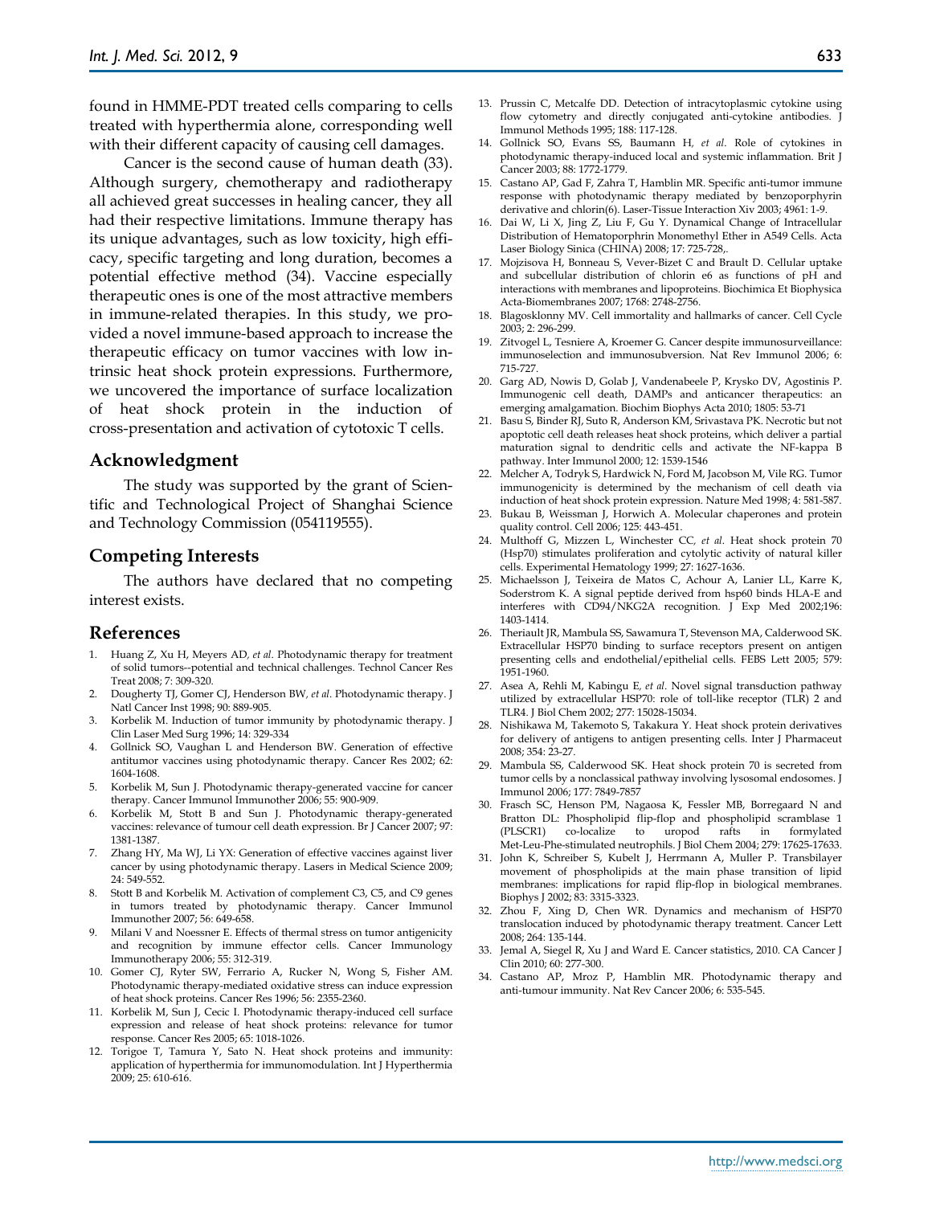found in HMME-PDT treated cells comparing to cells treated with hyperthermia alone, corresponding well with their different capacity of causing cell damages.

Cancer is the second cause of human death (33). Although surgery, chemotherapy and radiotherapy all achieved great successes in healing cancer, they all had their respective limitations. Immune therapy has its unique advantages, such as low toxicity, high efficacy, specific targeting and long duration, becomes a potential effective method (34). Vaccine especially therapeutic ones is one of the most attractive members in immune-related therapies. In this study, we provided a novel immune-based approach to increase the therapeutic efficacy on tumor vaccines with low intrinsic heat shock protein expressions. Furthermore, we uncovered the importance of surface localization of heat shock protein in the induction of cross-presentation and activation of cytotoxic T cells.

## Acknowledgment

The study was supported by the grant of Scientific and Technological Project of Shanghai Science and Technology Commission (054119555).

## Competing Interests

The authors have declared that no competing interest exists.

## References

1. Huang Z, Xu H, Meyers AD, *et al*. Photodynamic therapy for treatment of solid tumors--potential and technical challenges. Technol Cancer Res Treat 2008; 7: 309-320.
2. Dougherty TJ, Gomer CJ, Henderson BW, *et al*. Photodynamic therapy. J Natl Cancer Inst 1998; 90: 889-905.
3. Korbelik M. Induction of tumor immunity by photodynamic therapy. J Clin Laser Med Surg 1996; 14: 329-334
4. Gollnick SO, Vaughan L and Henderson BW. Generation of effective antitumor vaccines using photodynamic therapy. Cancer Res 2002; 62: 1604-1608.
5. Korbelik M, Sun J. Photodynamic therapy-generated vaccine for cancer therapy. Cancer Immunol Immunother 2006; 55: 900-909.
6. Korbelik M, Stott B and Sun J. Photodynamic therapy-generated vaccines: relevance of tumour cell death expression. Br J Cancer 2007; 97: 1381-1387.
7. Zhang HY, Ma WJ, Li YX: Generation of effective vaccines against liver cancer by using photodynamic therapy. Lasers in Medical Science 2009; 24: 549-552.
8. Stott B and Korbelik M. Activation of complement C3, C5, and C9 genes in tumors treated by photodynamic therapy. Cancer Immunol Immunother 2007; 56: 649-658.
9. Milani V and Noessner E. Effects of thermal stress on tumor antigenicity and recognition by immune effector cells. Cancer Immunology Immunotherapy 2006; 55: 312-319.
10. Gomer CJ, Ryter SW, Ferrario A, Rucker N, Wong S, Fisher AM. Photodynamic therapy-mediated oxidative stress can induce expression of heat shock proteins. Cancer Res 1996; 56: 2355-2360.
11. Korbelik M, Sun J, Cecic I. Photodynamic therapy-induced cell surface expression and release of heat shock proteins: relevance for tumor response. Cancer Res 2005; 65: 1018-1026.
12. Torigoe T, Tamura Y, Sato N. Heat shock proteins and immunity: application of hyperthermia for immunomodulation. Int J Hyperthermia 2009; 25: 610-616.
13. Prussin C, Metcalfe DD. Detection of intracytoplasmic cytokine using flow cytometry and directly conjugated anti-cytokine antibodies. J Immunol Methods 1995; 188: 117-128.
14. Gollnick SO, Evans SS, Baumann H, *et al*. Role of cytokines in photodynamic therapy-induced local and systemic inflammation. Brit J Cancer 2003; 88: 1772-1779.
15. Castano AP, Gad F, Zahra T, Hamblin MR. Specific anti-tumor immune response with photodynamic therapy mediated by benzoporphyrin derivative and chlorin(6). Laser-Tissue Interaction Xiv 2003; 4961: 1-9.
16. Dai W, Li X, Jing Z, Liu F, Gu Y. Dynamical Change of Intracellular Distribution of Hematoporphrin Monomethyl Ether in A549 Cells. Acta Laser Biology Sinica (CHINA) 2008; 17: 725-728,.
17. Mojzisova H, Bonneau S, Vever-Bizet C and Brault D. Cellular uptake and subcellular distribution of chlorin e6 as functions of pH and interactions with membranes and lipoproteins. Biochimica Et Biophysica Acta-Biomembranes 2007; 1768: 2748-2756.
18. Blagosklonny MV. Cell immortality and hallmarks of cancer. Cell Cycle 2003; 2: 296-299.
19. Zitvogel L, Tesniere A, Kroemer G. Cancer despite immunosurveillance: immunoselection and immunosubversion. Nat Rev Immunol 2006; 6: 715-727.
20. Garg AD, Nowis D, Golab J, Vandenabeele P, Krysko DV, Agostinis P. Immunogenic cell death, DAMPs and anticancer therapeutics: an emerging amalgamation. Biochim Biophys Acta 2010; 1805: 53-71
21. Basu S, Binder RJ, Suto R, Anderson KM, Srivastava PK. Necrotic but not apoptotic cell death releases heat shock proteins, which deliver a partial maturation signal to dendritic cells and activate the NF-kappa B pathway. Inter Immunol 2000; 12: 1539-1546
22. Melcher A, Todryk S, Hardwick N, Ford M, Jacobson M, Vile RG. Tumor immunogenicity is determined by the mechanism of cell death via induction of heat shock protein expression. Nature Med 1998; 4: 581-587.
23. Bukau B, Weissman J, Horwich A. Molecular chaperones and protein quality control. Cell 2006; 125: 443-451.
24. Multhoff G, Mizzen L, Winchester CC, *et al*. Heat shock protein 70 (Hsp70) stimulates proliferation and cytolytic activity of natural killer cells. Experimental Hematology 1999; 27: 1627-1636.
25. Michaelsson J, Teixeira de Matos C, Achour A, Lanier LL, Karre K, Soderstrom K. A signal peptide derived from hsp60 binds HLA-E and interferes with CD94/NKG2A recognition. J Exp Med 2002;196: 1403-1414.
26. Theriault JR, Mambula SS, Sawamura T, Stevenson MA, Calderwood SK. Extracellular HSP70 binding to surface receptors present on antigen presenting cells and endothelial/epithelial cells. FEBS Lett 2005; 579: 1951-1960.
27. Asea A, Rehli M, Kabingu E, *et al*. Novel signal transduction pathway utilized by extracellular HSP70: role of toll-like receptor (TLR) 2 and TLR4. J Biol Chem 2002; 277: 15028-15034.
28. Nishikawa M, Takemoto S, Takakura Y. Heat shock protein derivatives for delivery of antigens to antigen presenting cells. Inter J Pharmaceut 2008; 354: 23-27.
29. Mambula SS, Calderwood SK. Heat shock protein 70 is secreted from tumor cells by a nonclassical pathway involving lysosomal endosomes. J Immunol 2006; 177: 7849-7857
30. Frasch SC, Henson PM, Nagaosa K, Fessler MB, Borregaard N and Bratton DL: Phospholipid flip-flop and phospholipid scramblase 1 (PLSCR1) co-localize to uropod rafts in formylated Met-Leu-Phe-stimulated neutrophils. J Biol Chem 2004; 279: 17625-17633.
31. John K, Schreiber S, Kubelt J, Herrmann A, Muller P. Transbilayer movement of phospholipids at the main phase transition of lipid membranes: implications for rapid flip-flop in biological membranes. Biophys J 2002; 83: 3315-3323.
32. Zhou F, Xing D, Chen WR. Dynamics and mechanism of HSP70 translocation induced by photodynamic therapy treatment. Cancer Lett 2008; 264: 135-144.
33. Jemal A, Siegel R, Xu J and Ward E. Cancer statistics, 2010. CA Cancer J Clin 2010; 60: 277-300.
34. Castano AP, Mroz P, Hamblin MR. Photodynamic therapy and anti-tumour immunity. Nat Rev Cancer 2006; 6: 535-545.